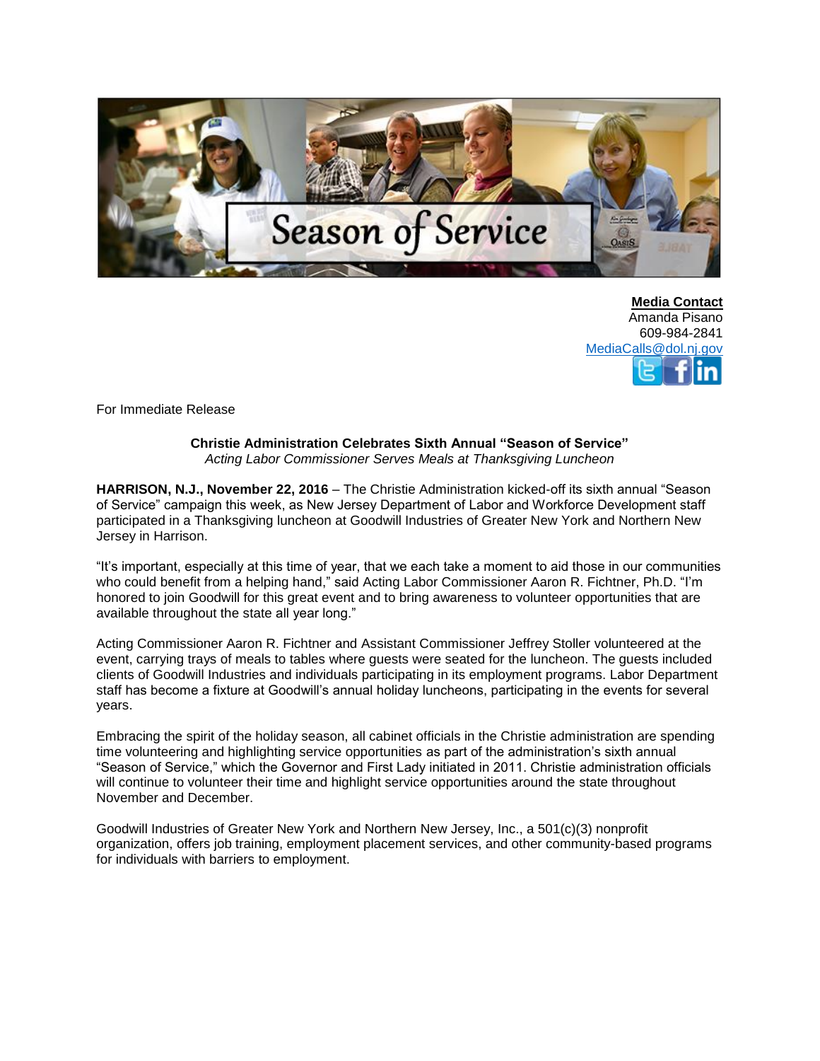**Media Contact**
Amanda Pisano
609-984-2841
MediaCalls@dol.nj.gov

For Immediate Release

**Christie Administration Celebrates Sixth Annual "Season of Service"**
*Acting Labor Commissioner Serves Meals at Thanksgiving Luncheon*

**HARRISON, N.J., November 22, 2016** – The Christie Administration kicked-off its sixth annual "Season of Service" campaign this week, as New Jersey Department of Labor and Workforce Development staff participated in a Thanksgiving luncheon at Goodwill Industries of Greater New York and Northern New Jersey in Harrison.

"It's important, especially at this time of year, that we each take a moment to aid those in our communities who could benefit from a helping hand," said Acting Labor Commissioner Aaron R. Fichtner, Ph.D. "I'm honored to join Goodwill for this great event and to bring awareness to volunteer opportunities that are available throughout the state all year long."

Acting Commissioner Aaron R. Fichtner and Assistant Commissioner Jeffrey Stoller volunteered at the event, carrying trays of meals to tables where guests were seated for the luncheon. The guests included clients of Goodwill Industries and individuals participating in its employment programs. Labor Department staff has become a fixture at Goodwill's annual holiday luncheons, participating in the events for several years.

Embracing the spirit of the holiday season, all cabinet officials in the Christie administration are spending time volunteering and highlighting service opportunities as part of the administration's sixth annual "Season of Service," which the Governor and First Lady initiated in 2011. Christie administration officials will continue to volunteer their time and highlight service opportunities around the state throughout November and December.

Goodwill Industries of Greater New York and Northern New Jersey, Inc., a 501(c)(3) nonprofit organization, offers job training, employment placement services, and other community-based programs for individuals with barriers to employment.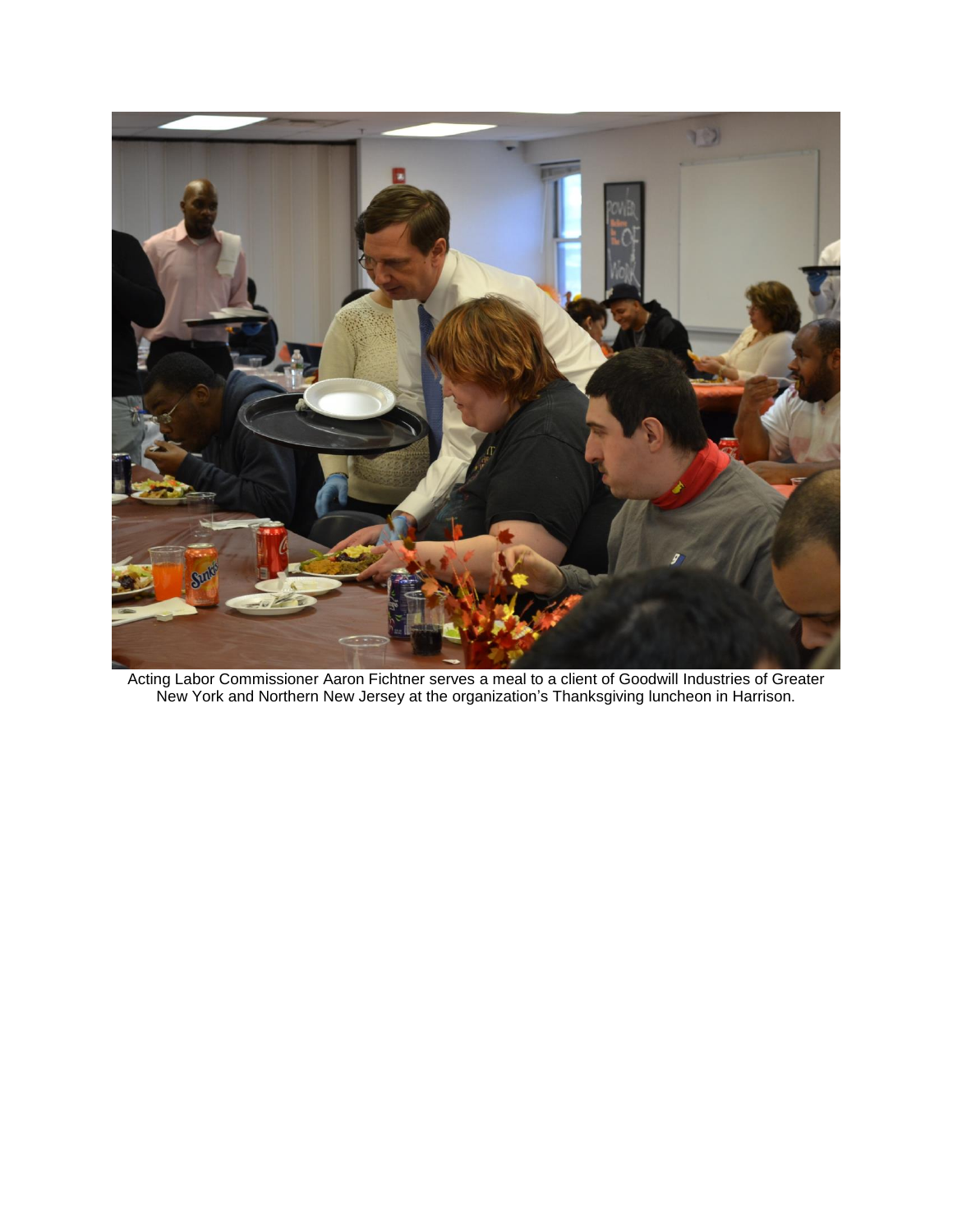Acting Labor Commissioner Aaron Fichtner serves a meal to a client of Goodwill Industries of Greater New York and Northern New Jersey at the organization's Thanksgiving luncheon in Harrison.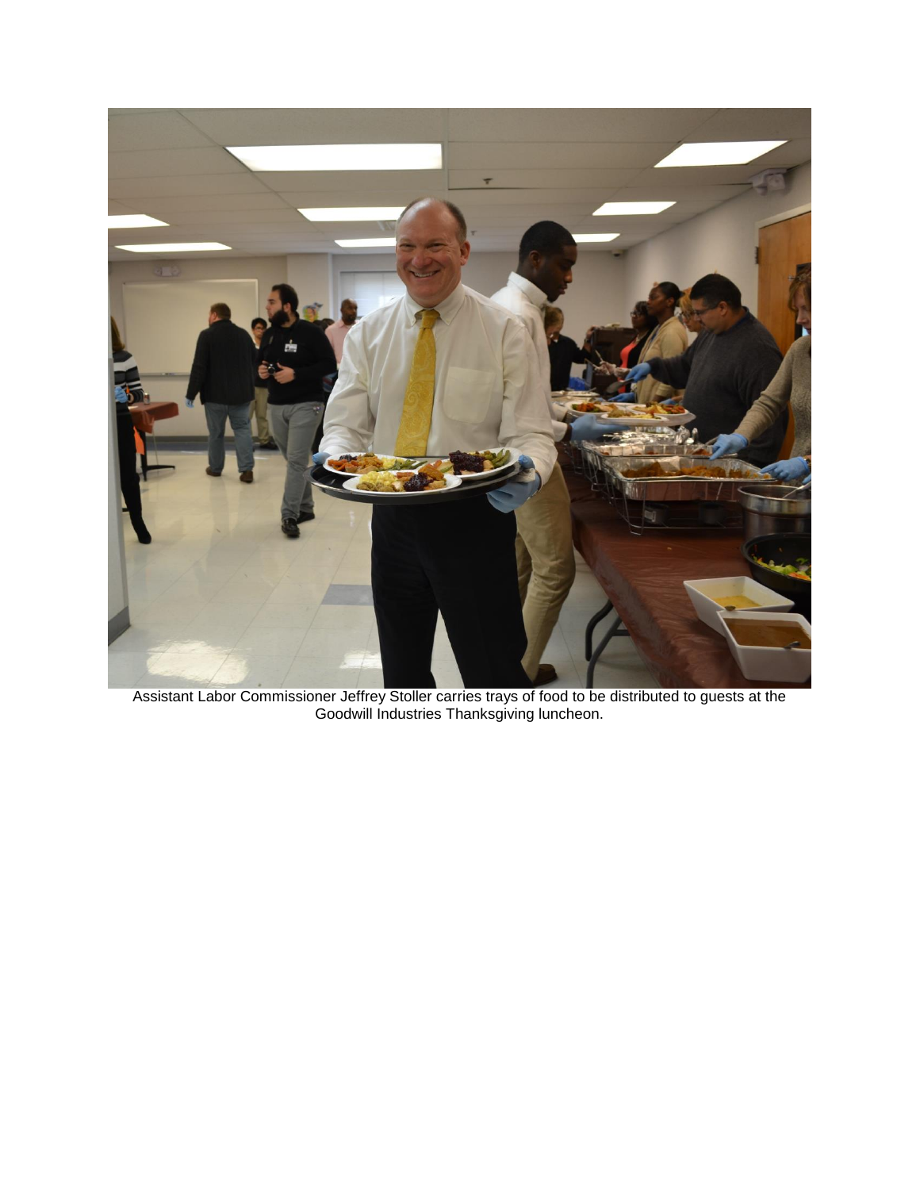Assistant Labor Commissioner Jeffrey Stoller carries trays of food to be distributed to guests at the Goodwill Industries Thanksgiving luncheon.